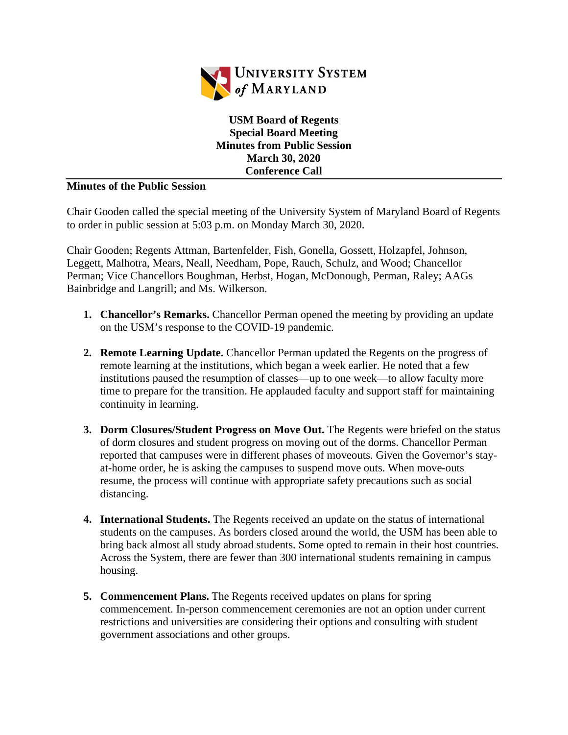**University System of Maryland**

**USM Board of Regents**
**Special Board Meeting**
**Minutes from Public Session**
**March 30, 2020**
**Conference Call**

---

**Minutes of the Public Session**

Chair Gooden called the special meeting of the University System of Maryland Board of Regents to order in public session at 5:03 p.m. on Monday March 30, 2020.

Chair Gooden; Regents Attman, Bartenfelder, Fish, Gonella, Gossett, Holzapfel, Johnson, Leggett, Malhotra, Mears, Neall, Needham, Pope, Rauch, Schulz, and Wood; Chancellor Perman; Vice Chancellors Boughman, Herbst, Hogan, McDonough, Perman, Raley; AAGs Bainbridge and Langrill; and Ms. Wilkerson.

1. **Chancellor's Remarks.** Chancellor Perman opened the meeting by providing an update on the USM's response to the COVID-19 pandemic.

2. **Remote Learning Update.** Chancellor Perman updated the Regents on the progress of remote learning at the institutions, which began a week earlier. He noted that a few institutions paused the resumption of classes—up to one week—to allow faculty more time to prepare for the transition. He applauded faculty and support staff for maintaining continuity in learning.

3. **Dorm Closures/Student Progress on Move Out.** The Regents were briefed on the status of dorm closures and student progress on moving out of the dorms. Chancellor Perman reported that campuses were in different phases of moveouts. Given the Governor's stay-at-home order, he is asking the campuses to suspend move outs. When move-outs resume, the process will continue with appropriate safety precautions such as social distancing.

4. **International Students.** The Regents received an update on the status of international students on the campuses. As borders closed around the world, the USM has been able to bring back almost all study abroad students. Some opted to remain in their host countries. Across the System, there are fewer than 300 international students remaining in campus housing.

5. **Commencement Plans.** The Regents received updates on plans for spring commencement. In-person commencement ceremonies are not an option under current restrictions and universities are considering their options and consulting with student government associations and other groups.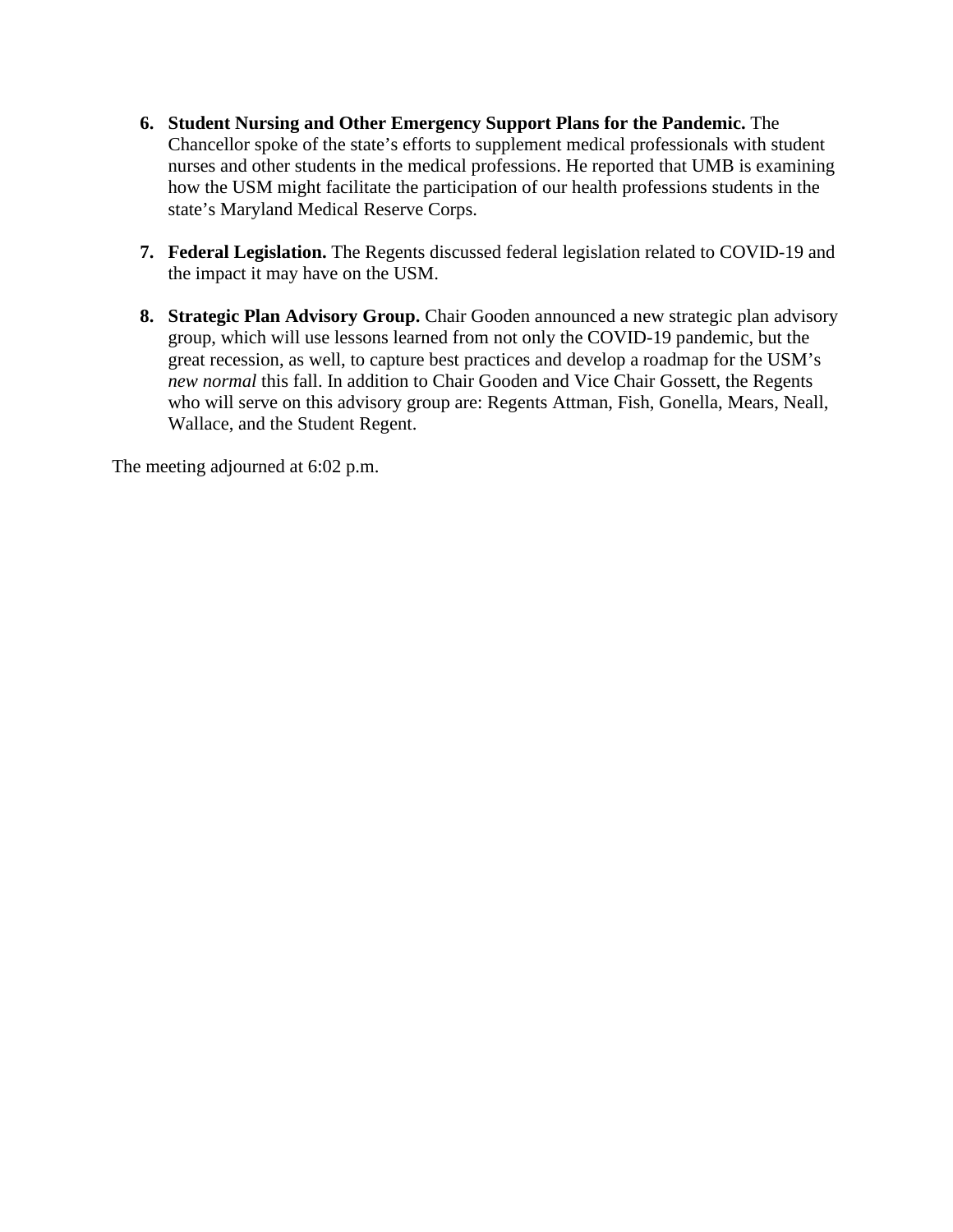6. **Student Nursing and Other Emergency Support Plans for the Pandemic.** The Chancellor spoke of the state's efforts to supplement medical professionals with student nurses and other students in the medical professions. He reported that UMB is examining how the USM might facilitate the participation of our health professions students in the state's Maryland Medical Reserve Corps.

7. **Federal Legislation.** The Regents discussed federal legislation related to COVID-19 and the impact it may have on the USM.

8. **Strategic Plan Advisory Group.** Chair Gooden announced a new strategic plan advisory group, which will use lessons learned from not only the COVID-19 pandemic, but the great recession, as well, to capture best practices and develop a roadmap for the USM's *new normal* this fall. In addition to Chair Gooden and Vice Chair Gossett, the Regents who will serve on this advisory group are: Regents Attman, Fish, Gonella, Mears, Neall, Wallace, and the Student Regent.

The meeting adjourned at 6:02 p.m.